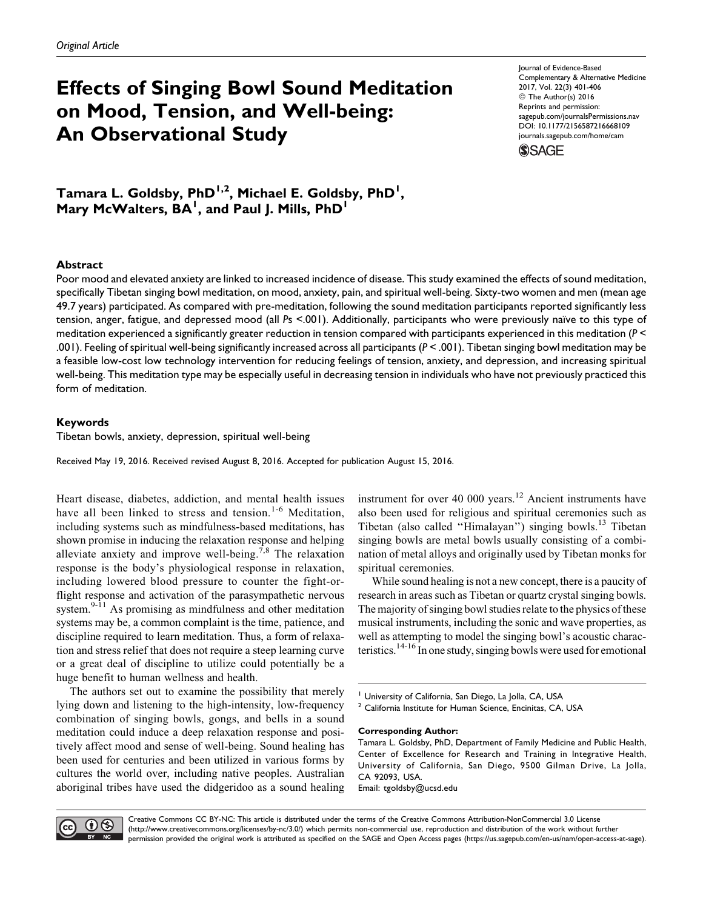Original Article

# Effects of Singing Bowl Sound Meditation on Mood, Tension, and Well-being: An Observational Study

Journal of Evidence-Based Complementary & Alternative Medicine
2017, Vol. 22(3) 401-406
© The Author(s) 2016
Reprints and permission: sagepub.com/journalsPermissions.nav
DOI: 10.1177/2156587216668109
journals.sagepub.com/home/cam

**Tamara L. Goldsby, PhD[1,2], Michael E. Goldsby, PhD[1], Mary McWalters, BA[1], and Paul J. Mills, PhD[1]**

## Abstract

Poor mood and elevated anxiety are linked to increased incidence of disease. This study examined the effects of sound meditation, specifically Tibetan singing bowl meditation, on mood, anxiety, pain, and spiritual well-being. Sixty-two women and men (mean age 49.7 years) participated. As compared with pre-meditation, following the sound meditation participants reported significantly less tension, anger, fatigue, and depressed mood (all $Ps < .001$). Additionally, participants who were previously naïve to this type of meditation experienced a significantly greater reduction in tension compared with participants experienced in this meditation ($P < .001$). Feeling of spiritual well-being significantly increased across all participants ($P < .001$). Tibetan singing bowl meditation may be a feasible low-cost low technology intervention for reducing feelings of tension, anxiety, and depression, and increasing spiritual well-being. This meditation type may be especially useful in decreasing tension in individuals who have not previously practiced this form of meditation.

## Keywords

Tibetan bowls, anxiety, depression, spiritual well-being

Received May 19, 2016. Received revised August 8, 2016. Accepted for publication August 15, 2016.

Heart disease, diabetes, addiction, and mental health issues have all been linked to stress and tension.[1-6] Meditation, including systems such as mindfulness-based meditations, has shown promise in inducing the relaxation response and helping alleviate anxiety and improve well-being.[7,8] The relaxation response is the body's physiological response in relaxation, including lowered blood pressure to counter the fight-or-flight response and activation of the parasympathetic nervous system.[9-11] As promising as mindfulness and other meditation systems may be, a common complaint is the time, patience, and discipline required to learn meditation. Thus, a form of relaxation and stress relief that does not require a steep learning curve or a great deal of discipline to utilize could potentially be a huge benefit to human wellness and health.

The authors set out to examine the possibility that merely lying down and listening to the high-intensity, low-frequency combination of singing bowls, gongs, and bells in a sound meditation could induce a deep relaxation response and positively affect mood and sense of well-being. Sound healing has been used for centuries and been utilized in various forms by cultures the world over, including native peoples. Australian aboriginal tribes have used the didgeridoo as a sound healing instrument for over 40 000 years.[12] Ancient instruments have also been used for religious and spiritual ceremonies such as Tibetan (also called "Himalayan") singing bowls.[13] Tibetan singing bowls are metal bowls usually consisting of a combination of metal alloys and originally used by Tibetan monks for spiritual ceremonies.

While sound healing is not a new concept, there is a paucity of research in areas such as Tibetan or quartz crystal singing bowls. The majority of singing bowl studies relate to the physics of these musical instruments, including the sonic and wave properties, as well as attempting to model the singing bowl's acoustic characteristics.[14-16] In one study, singing bowls were used for emotional

[1] University of California, San Diego, La Jolla, CA, USA
[2] California Institute for Human Science, Encinitas, CA, USA

**Corresponding Author:**
Tamara L. Goldsby, PhD, Department of Family Medicine and Public Health, Center of Excellence for Research and Training in Integrative Health, University of California, San Diego, 9500 Gilman Drive, La Jolla, CA 92093, USA.
Email: tgoldsby@ucsd.edu

Creative Commons CC BY-NC: This article is distributed under the terms of the Creative Commons Attribution-NonCommercial 3.0 License (http://www.creativecommons.org/licenses/by-nc/3.0/) which permits non-commercial use, reproduction and distribution of the work without further permission provided the original work is attributed as specified on the SAGE and Open Access pages (https://us.sagepub.com/en-us/nam/open-access-at-sage).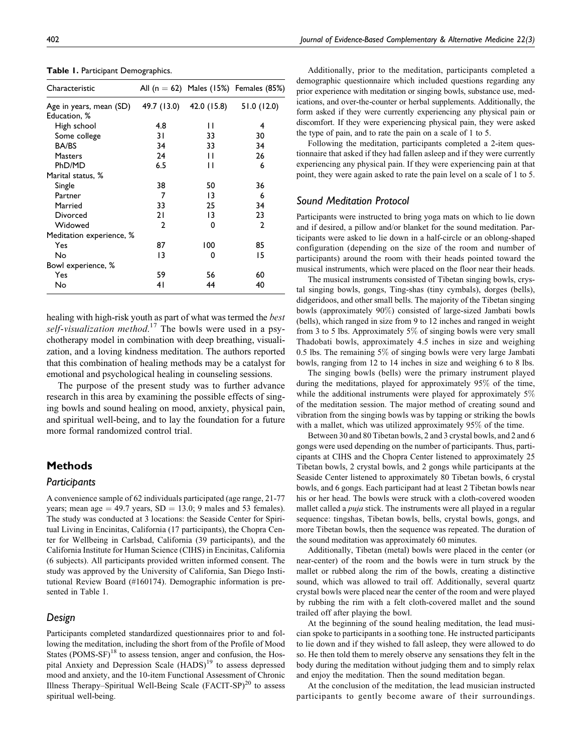**Table 1.** Participant Demographics.

| Characteristic | All (n = 62) | Males (15%) | Females (85%) |
|---|---|---|---|
| Age in years, mean (SD) | 49.7 (13.0) | 42.0 (15.8) | 51.0 (12.0) |
| Education, % | | | |
| High school | 4.8 | 11 | 4 |
| Some college | 31 | 33 | 30 |
| BA/BS | 34 | 33 | 34 |
| Masters | 24 | 11 | 26 |
| PhD/MD | 6.5 | 11 | 6 |
| Marital status, % | | | |
| Single | 38 | 50 | 36 |
| Partner | 7 | 13 | 6 |
| Married | 33 | 25 | 34 |
| Divorced | 21 | 13 | 23 |
| Widowed | 2 | 0 | 2 |
| Meditation experience, % | | | |
| Yes | 87 | 100 | 85 |
| No | 13 | 0 | 15 |
| Bowl experience, % | | | |
| Yes | 59 | 56 | 60 |
| No | 41 | 44 | 40 |

healing with high-risk youth as part of what was termed the *best self-visualization method*.[17] The bowls were used in a psychotherapy model in combination with deep breathing, visualization, and a loving kindness meditation. The authors reported that this combination of healing methods may be a catalyst for emotional and psychological healing in counseling sessions.

The purpose of the present study was to further advance research in this area by examining the possible effects of singing bowls and sound healing on mood, anxiety, physical pain, and spiritual well-being, and to lay the foundation for a future more formal randomized control trial.

## Methods

### Participants

A convenience sample of 62 individuals participated (age range, 21-77 years; mean age = 49.7 years, SD = 13.0; 9 males and 53 females). The study was conducted at 3 locations: the Seaside Center for Spiritual Living in Encinitas, California (17 participants), the Chopra Center for Wellbeing in Carlsbad, California (39 participants), and the California Institute for Human Science (CIHS) in Encinitas, California (6 subjects). All participants provided written informed consent. The study was approved by the University of California, San Diego Institutional Review Board (#160174). Demographic information is presented in Table 1.

### Design

Participants completed standardized questionnaires prior to and following the meditation, including the short from of the Profile of Mood States (POMS-SF)[18] to assess tension, anger and confusion, the Hospital Anxiety and Depression Scale (HADS)[19] to assess depressed mood and anxiety, and the 10-item Functional Assessment of Chronic Illness Therapy–Spiritual Well-Being Scale (FACIT-SP)[20] to assess spiritual well-being.

Additionally, prior to the meditation, participants completed a demographic questionnaire which included questions regarding any prior experience with meditation or singing bowls, substance use, medications, and over-the-counter or herbal supplements. Additionally, the form asked if they were currently experiencing any physical pain or discomfort. If they were experiencing physical pain, they were asked the type of pain, and to rate the pain on a scale of 1 to 5.

Following the meditation, participants completed a 2-item questionnaire that asked if they had fallen asleep and if they were currently experiencing any physical pain. If they were experiencing pain at that point, they were again asked to rate the pain level on a scale of 1 to 5.

### Sound Meditation Protocol

Participants were instructed to bring yoga mats on which to lie down and if desired, a pillow and/or blanket for the sound meditation. Participants were asked to lie down in a half-circle or an oblong-shaped configuration (depending on the size of the room and number of participants) around the room with their heads pointed toward the musical instruments, which were placed on the floor near their heads.

The musical instruments consisted of Tibetan singing bowls, crystal singing bowls, gongs, Ting-shas (tiny cymbals), dorges (bells), didgeridoos, and other small bells. The majority of the Tibetan singing bowls (approximately 90%) consisted of large-sized Jambati bowls (bells), which ranged in size from 9 to 12 inches and ranged in weight from 3 to 5 lbs. Approximately 5% of singing bowls were very small Thadobati bowls, approximately 4.5 inches in size and weighing 0.5 lbs. The remaining 5% of singing bowls were very large Jambati bowls, ranging from 12 to 14 inches in size and weighing 6 to 8 lbs.

The singing bowls (bells) were the primary instrument played during the meditations, played for approximately 95% of the time, while the additional instruments were played for approximately 5% of the meditation session. The major method of creating sound and vibration from the singing bowls was by tapping or striking the bowls with a mallet, which was utilized approximately 95% of the time.

Between 30 and 80 Tibetan bowls, 2 and 3 crystal bowls, and 2 and 6 gongs were used depending on the number of participants. Thus, participants at CIHS and the Chopra Center listened to approximately 25 Tibetan bowls, 2 crystal bowls, and 2 gongs while participants at the Seaside Center listened to approximately 80 Tibetan bowls, 6 crystal bowls, and 6 gongs. Each participant had at least 2 Tibetan bowls near his or her head. The bowls were struck with a cloth-covered wooden mallet called a *puja* stick. The instruments were all played in a regular sequence: tingshas, Tibetan bowls, bells, crystal bowls, gongs, and more Tibetan bowls, then the sequence was repeated. The duration of the sound meditation was approximately 60 minutes.

Additionally, Tibetan (metal) bowls were placed in the center (or near-center) of the room and the bowls were in turn struck by the mallet or rubbed along the rim of the bowls, creating a distinctive sound, which was allowed to trail off. Additionally, several quartz crystal bowls were placed near the center of the room and were played by rubbing the rim with a felt cloth-covered mallet and the sound trailed off after playing the bowl.

At the beginning of the sound healing meditation, the lead musician spoke to participants in a soothing tone. He instructed participants to lie down and if they wished to fall asleep, they were allowed to do so. He then told them to merely observe any sensations they felt in the body during the meditation without judging them and to simply relax and enjoy the meditation. Then the sound meditation began.

At the conclusion of the meditation, the lead musician instructed participants to gently become aware of their surroundings.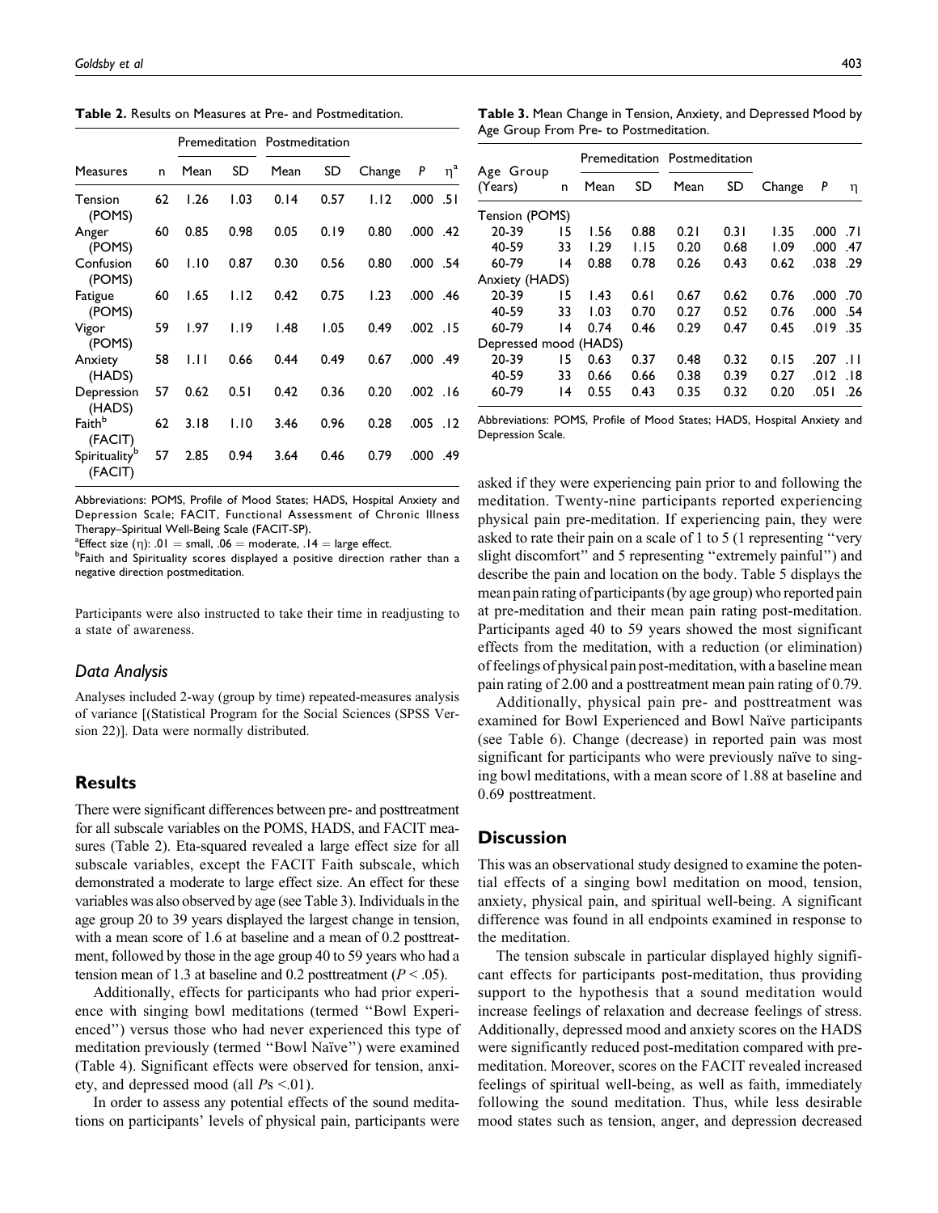**Table 2.** Results on Measures at Pre- and Postmeditation.

| | | Premeditation | | Postmeditation | | | | |
|---|---|---|---|---|---|---|---|---|
| Measures | n | Mean | SD | Mean | SD | Change | *P* | $\eta^a$ |
| Tension (POMS) | 62 | 1.26 | 1.03 | 0.14 | 0.57 | 1.12 | .000 | .51 |
| Anger (POMS) | 60 | 0.85 | 0.98 | 0.05 | 0.19 | 0.80 | .000 | .42 |
| Confusion (POMS) | 60 | 1.10 | 0.87 | 0.30 | 0.56 | 0.80 | .000 | .54 |
| Fatigue (POMS) | 60 | 1.65 | 1.12 | 0.42 | 0.75 | 1.23 | .000 | .46 |
| Vigor (POMS) | 59 | 1.97 | 1.19 | 1.48 | 1.05 | 0.49 | .002 | .15 |
| Anxiety (HADS) | 58 | 1.11 | 0.66 | 0.44 | 0.49 | 0.67 | .000 | .49 |
| Depression (HADS) | 57 | 0.62 | 0.51 | 0.42 | 0.36 | 0.20 | .002 | .16 |
| Faith[b] (FACIT) | 62 | 3.18 | 1.10 | 3.46 | 0.96 | 0.28 | .005 | .12 |
| Spirituality[b] (FACIT) | 57 | 2.85 | 0.94 | 3.64 | 0.46 | 0.79 | .000 | .49 |

Abbreviations: POMS, Profile of Mood States; HADS, Hospital Anxiety and Depression Scale; FACIT, Functional Assessment of Chronic Illness Therapy–Spiritual Well-Being Scale (FACIT-SP).
[a]Effect size (η): .01 = small, .06 = moderate, .14 = large effect.
[b]Faith and Spirituality scores displayed a positive direction rather than a negative direction postmeditation.

Participants were also instructed to take their time in readjusting to a state of awareness.

### Data Analysis

Analyses included 2-way (group by time) repeated-measures analysis of variance [(Statistical Program for the Social Sciences (SPSS Version 22)]. Data were normally distributed.

## Results

There were significant differences between pre- and posttreatment for all subscale variables on the POMS, HADS, and FACIT measures (Table 2). Eta-squared revealed a large effect size for all subscale variables, except the FACIT Faith subscale, which demonstrated a moderate to large effect size. An effect for these variables was also observed by age (see Table 3). Individuals in the age group 20 to 39 years displayed the largest change in tension, with a mean score of 1.6 at baseline and a mean of 0.2 posttreatment, followed by those in the age group 40 to 59 years who had a tension mean of 1.3 at baseline and 0.2 posttreatment ($P < .05$).

Additionally, effects for participants who had prior experience with singing bowl meditations (termed "Bowl Experienced") versus those who had never experienced this type of meditation previously (termed "Bowl Naïve") were examined (Table 4). Significant effects were observed for tension, anxiety, and depressed mood (all $P$s $<.01$).

In order to assess any potential effects of the sound meditations on participants' levels of physical pain, participants were asked if they were experiencing pain prior to and following the meditation. Twenty-nine participants reported experiencing physical pain pre-meditation. If experiencing pain, they were asked to rate their pain on a scale of 1 to 5 (1 representing "very slight discomfort" and 5 representing "extremely painful") and describe the pain and location on the body. Table 5 displays the mean pain rating of participants (by age group) who reported pain at pre-meditation and their mean pain rating post-meditation. Participants aged 40 to 59 years showed the most significant effects from the meditation, with a reduction (or elimination) of feelings of physical pain post-meditation, with a baseline mean pain rating of 2.00 and a posttreatment mean pain rating of 0.79.

Additionally, physical pain pre- and posttreatment was examined for Bowl Experienced and Bowl Naïve participants (see Table 6). Change (decrease) in reported pain was most significant for participants who were previously naïve to singing bowl meditations, with a mean score of 1.88 at baseline and 0.69 posttreatment.

**Table 3.** Mean Change in Tension, Anxiety, and Depressed Mood by Age Group From Pre- to Postmeditation.

| | | Premeditation | | Postmeditation | | | | |
|---|---|---|---|---|---|---|---|---|
| Age Group (Years) | n | Mean | SD | Mean | SD | Change | *P* | η |
| Tension (POMS) | | | | | | | | |
| 20-39 | 15 | 1.56 | 0.88 | 0.21 | 0.31 | 1.35 | .000 | .71 |
| 40-59 | 33 | 1.29 | 1.15 | 0.20 | 0.68 | 1.09 | .000 | .47 |
| 60-79 | 14 | 0.88 | 0.78 | 0.26 | 0.43 | 0.62 | .038 | .29 |
| Anxiety (HADS) | | | | | | | | |
| 20-39 | 15 | 1.43 | 0.61 | 0.67 | 0.62 | 0.76 | .000 | .70 |
| 40-59 | 33 | 1.03 | 0.70 | 0.27 | 0.52 | 0.76 | .000 | .54 |
| 60-79 | 14 | 0.74 | 0.46 | 0.29 | 0.47 | 0.45 | .019 | .35 |
| Depressed mood (HADS) | | | | | | | | |
| 20-39 | 15 | 0.63 | 0.37 | 0.48 | 0.32 | 0.15 | .207 | .11 |
| 40-59 | 33 | 0.66 | 0.66 | 0.38 | 0.39 | 0.27 | .012 | .18 |
| 60-79 | 14 | 0.55 | 0.43 | 0.35 | 0.32 | 0.20 | .051 | .26 |

Abbreviations: POMS, Profile of Mood States; HADS, Hospital Anxiety and Depression Scale.

## Discussion

This was an observational study designed to examine the potential effects of a singing bowl meditation on mood, tension, anxiety, physical pain, and spiritual well-being. A significant difference was found in all endpoints examined in response to the meditation.

The tension subscale in particular displayed highly significant effects for participants post-meditation, thus providing support to the hypothesis that a sound meditation would increase feelings of relaxation and decrease feelings of stress. Additionally, depressed mood and anxiety scores on the HADS were significantly reduced post-meditation compared with pre-meditation. Moreover, scores on the FACIT revealed increased feelings of spiritual well-being, as well as faith, immediately following the sound meditation. Thus, while less desirable mood states such as tension, anger, and depression decreased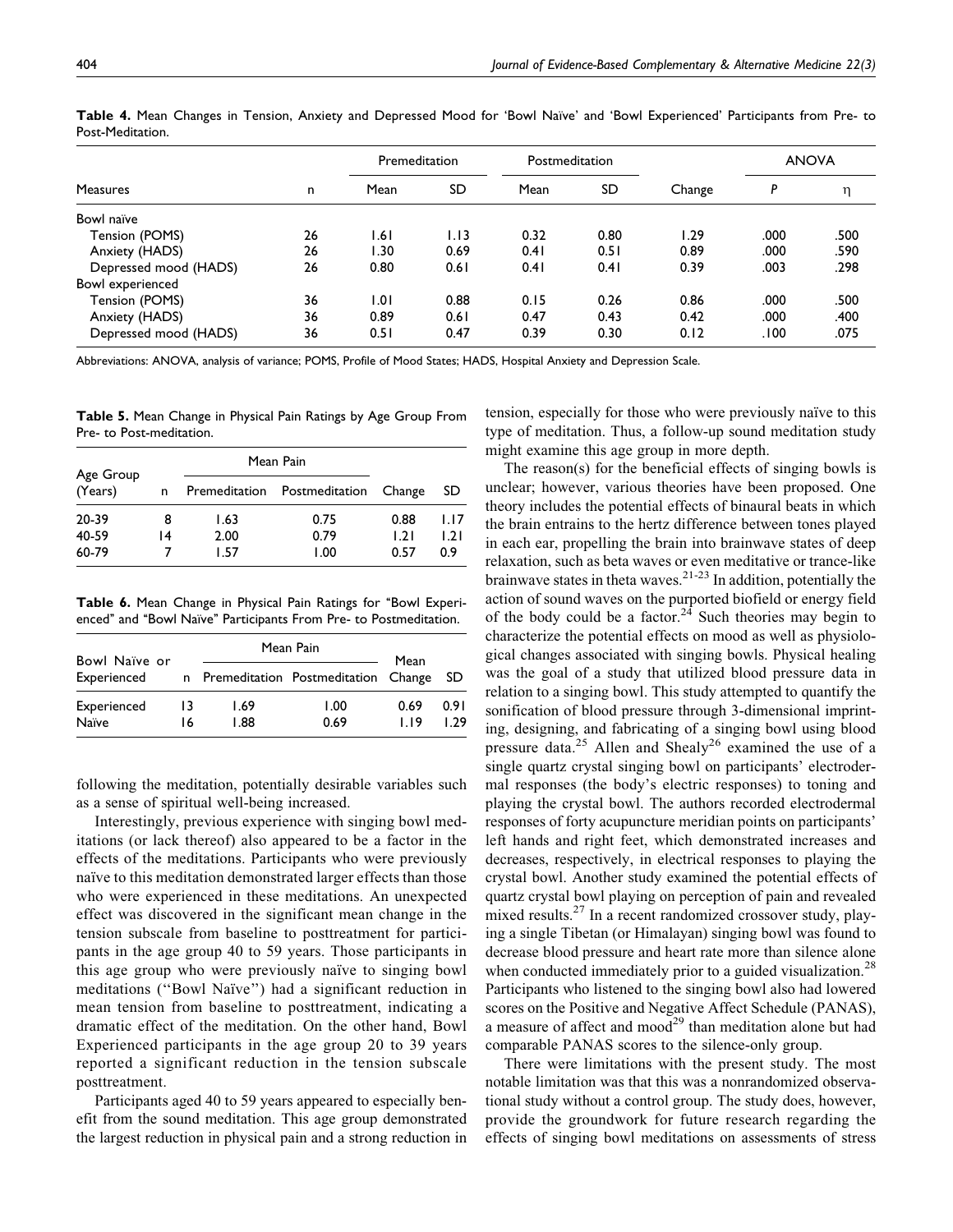**Table 4.** Mean Changes in Tension, Anxiety and Depressed Mood for 'Bowl Naïve' and 'Bowl Experienced' Participants from Pre- to Post-Meditation.

| Measures | n | Premeditation | | Postmeditation | | Change | ANOVA | |
|---|---|---|---|---|---|---|---|---|
| | | Mean | SD | Mean | SD | | P | η |
| Bowl naïve | | | | | | | | |
| Tension (POMS) | 26 | 1.61 | 1.13 | 0.32 | 0.80 | 1.29 | .000 | .500 |
| Anxiety (HADS) | 26 | 1.30 | 0.69 | 0.41 | 0.51 | 0.89 | .000 | .590 |
| Depressed mood (HADS) | 26 | 0.80 | 0.61 | 0.41 | 0.41 | 0.39 | .003 | .298 |
| Bowl experienced | | | | | | | | |
| Tension (POMS) | 36 | 1.01 | 0.88 | 0.15 | 0.26 | 0.86 | .000 | .500 |
| Anxiety (HADS) | 36 | 0.89 | 0.61 | 0.47 | 0.43 | 0.42 | .000 | .400 |
| Depressed mood (HADS) | 36 | 0.51 | 0.47 | 0.39 | 0.30 | 0.12 | .100 | .075 |

Abbreviations: ANOVA, analysis of variance; POMS, Profile of Mood States; HADS, Hospital Anxiety and Depression Scale.

**Table 5.** Mean Change in Physical Pain Ratings by Age Group From Pre- to Post-meditation.

| Age Group (Years) | n | Mean Pain | | Change | SD |
|---|---|---|---|---|---|
| | | Premeditation | Postmeditation | | |
| 20-39 | 8 | 1.63 | 0.75 | 0.88 | 1.17 |
| 40-59 | 14 | 2.00 | 0.79 | 1.21 | 1.21 |
| 60-79 | 7 | 1.57 | 1.00 | 0.57 | 0.9 |

**Table 6.** Mean Change in Physical Pain Ratings for "Bowl Experienced" and "Bowl Naïve" Participants From Pre- to Postmeditation.

| Bowl Naïve or Experienced | n | Mean Pain | | Mean Change | SD |
|---|---|---|---|---|---|
| | | Premeditation | Postmeditation | | |
| Experienced | 13 | 1.69 | 1.00 | 0.69 | 0.91 |
| Naïve | 16 | 1.88 | 0.69 | 1.19 | 1.29 |

following the meditation, potentially desirable variables such as a sense of spiritual well-being increased.

Interestingly, previous experience with singing bowl meditations (or lack thereof) also appeared to be a factor in the effects of the meditations. Participants who were previously naïve to this meditation demonstrated larger effects than those who were experienced in these meditations. An unexpected effect was discovered in the significant mean change in the tension subscale from baseline to posttreatment for participants in the age group 40 to 59 years. Those participants in this age group who were previously naïve to singing bowl meditations ("Bowl Naïve") had a significant reduction in mean tension from baseline to posttreatment, indicating a dramatic effect of the meditation. On the other hand, Bowl Experienced participants in the age group 20 to 39 years reported a significant reduction in the tension subscale posttreatment.

Participants aged 40 to 59 years appeared to especially benefit from the sound meditation. This age group demonstrated the largest reduction in physical pain and a strong reduction in tension, especially for those who were previously naïve to this type of meditation. Thus, a follow-up sound meditation study might examine this age group in more depth.

The reason(s) for the beneficial effects of singing bowls is unclear; however, various theories have been proposed. One theory includes the potential effects of binaural beats in which the brain entrains to the hertz difference between tones played in each ear, propelling the brain into brainwave states of deep relaxation, such as beta waves or even meditative or trance-like brainwave states in theta waves.[21-23] In addition, potentially the action of sound waves on the purported biofield or energy field of the body could be a factor.[24] Such theories may begin to characterize the potential effects on mood as well as physiological changes associated with singing bowls. Physical healing was the goal of a study that utilized blood pressure data in relation to a singing bowl. This study attempted to quantify the sonification of blood pressure through 3-dimensional imprinting, designing, and fabricating of a singing bowl using blood pressure data.[25] Allen and Shealy[26] examined the use of a single quartz crystal singing bowl on participants' electrodermal responses (the body's electric responses) to toning and playing the crystal bowl. The authors recorded electrodermal responses of forty acupuncture meridian points on participants' left hands and right feet, which demonstrated increases and decreases, respectively, in electrical responses to playing the crystal bowl. Another study examined the potential effects of quartz crystal bowl playing on perception of pain and revealed mixed results.[27] In a recent randomized crossover study, playing a single Tibetan (or Himalayan) singing bowl was found to decrease blood pressure and heart rate more than silence alone when conducted immediately prior to a guided visualization.[28] Participants who listened to the singing bowl also had lowered scores on the Positive and Negative Affect Schedule (PANAS), a measure of affect and mood[29] than meditation alone but had comparable PANAS scores to the silence-only group.

There were limitations with the present study. The most notable limitation was that this was a nonrandomized observational study without a control group. The study does, however, provide the groundwork for future research regarding the effects of singing bowl meditations on assessments of stress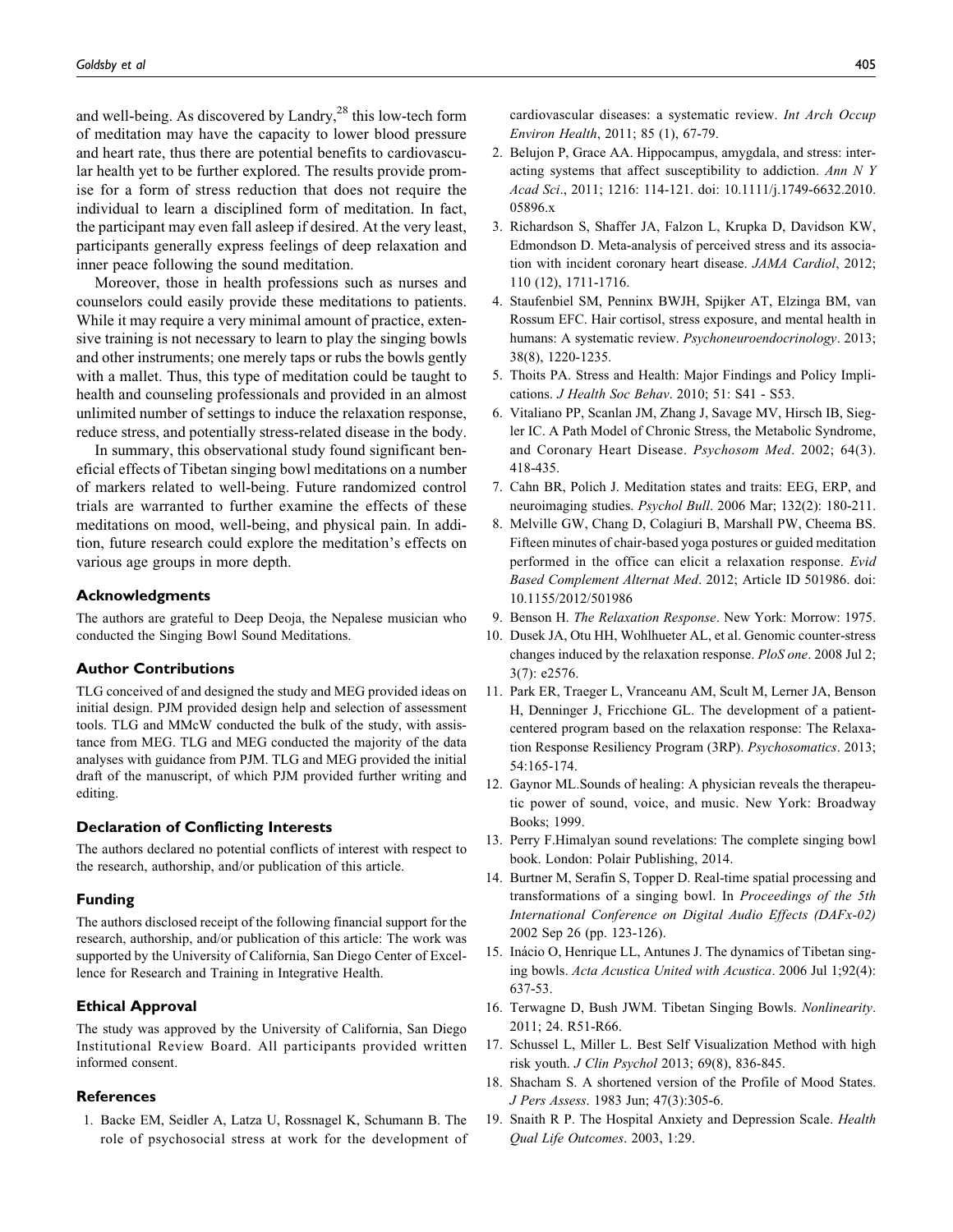and well-being. As discovered by Landry,[28] this low-tech form of meditation may have the capacity to lower blood pressure and heart rate, thus there are potential benefits to cardiovascular health yet to be further explored. The results provide promise for a form of stress reduction that does not require the individual to learn a disciplined form of meditation. In fact, the participant may even fall asleep if desired. At the very least, participants generally express feelings of deep relaxation and inner peace following the sound meditation.

Moreover, those in health professions such as nurses and counselors could easily provide these meditations to patients. While it may require a very minimal amount of practice, extensive training is not necessary to learn to play the singing bowls and other instruments; one merely taps or rubs the bowls gently with a mallet. Thus, this type of meditation could be taught to health and counseling professionals and provided in an almost unlimited number of settings to induce the relaxation response, reduce stress, and potentially stress-related disease in the body.

In summary, this observational study found significant beneficial effects of Tibetan singing bowl meditations on a number of markers related to well-being. Future randomized control trials are warranted to further examine the effects of these meditations on mood, well-being, and physical pain. In addition, future research could explore the meditation's effects on various age groups in more depth.

## Acknowledgments

The authors are grateful to Deep Deoja, the Nepalese musician who conducted the Singing Bowl Sound Meditations.

## Author Contributions

TLG conceived of and designed the study and MEG provided ideas on initial design. PJM provided design help and selection of assessment tools. TLG and MMcW conducted the bulk of the study, with assistance from MEG. TLG and MEG conducted the majority of the data analyses with guidance from PJM. TLG and MEG provided the initial draft of the manuscript, of which PJM provided further writing and editing.

## Declaration of Conflicting Interests

The authors declared no potential conflicts of interest with respect to the research, authorship, and/or publication of this article.

## Funding

The authors disclosed receipt of the following financial support for the research, authorship, and/or publication of this article: The work was supported by the University of California, San Diego Center of Excellence for Research and Training in Integrative Health.

## Ethical Approval

The study was approved by the University of California, San Diego Institutional Review Board. All participants provided written informed consent.

## References

1. Backe EM, Seidler A, Latza U, Rossnagel K, Schumann B. The role of psychosocial stress at work for the development of cardiovascular diseases: a systematic review. *Int Arch Occup Environ Health*, 2011; 85 (1), 67-79.
2. Belujon P, Grace AA. Hippocampus, amygdala, and stress: interacting systems that affect susceptibility to addiction. *Ann N Y Acad Sci*., 2011; 1216: 114-121. doi: 10.1111/j.1749-6632.2010.05896.x
3. Richardson S, Shaffer JA, Falzon L, Krupka D, Davidson KW, Edmondson D. Meta-analysis of perceived stress and its association with incident coronary heart disease. *JAMA Cardiol*, 2012; 110 (12), 1711-1716.
4. Staufenbiel SM, Penninx BWJH, Spijker AT, Elzinga BM, van Rossum EFC. Hair cortisol, stress exposure, and mental health in humans: A systematic review. *Psychoneuroendocrinology*. 2013; 38(8), 1220-1235.
5. Thoits PA. Stress and Health: Major Findings and Policy Implications. *J Health Soc Behav*. 2010; 51: S41 - S53.
6. Vitaliano PP, Scanlan JM, Zhang J, Savage MV, Hirsch IB, Siegler IC. A Path Model of Chronic Stress, the Metabolic Syndrome, and Coronary Heart Disease. *Psychosom Med*. 2002; 64(3). 418-435.
7. Cahn BR, Polich J. Meditation states and traits: EEG, ERP, and neuroimaging studies. *Psychol Bull*. 2006 Mar; 132(2): 180-211.
8. Melville GW, Chang D, Colagiuri B, Marshall PW, Cheema BS. Fifteen minutes of chair-based yoga postures or guided meditation performed in the office can elicit a relaxation response. *Evid Based Complement Alternat Med*. 2012; Article ID 501986. doi: 10.1155/2012/501986
9. Benson H. *The Relaxation Response*. New York: Morrow: 1975.
10. Dusek JA, Otu HH, Wohlhueter AL, et al. Genomic counter-stress changes induced by the relaxation response. *PloS one*. 2008 Jul 2; 3(7): e2576.
11. Park ER, Traeger L, Vranceanu AM, Scult M, Lerner JA, Benson H, Denninger J, Fricchione GL. The development of a patient-centered program based on the relaxation response: The Relaxation Response Resiliency Program (3RP). *Psychosomatics*. 2013; 54:165-174.
12. Gaynor ML.Sounds of healing: A physician reveals the therapeutic power of sound, voice, and music. New York: Broadway Books; 1999.
13. Perry F.Himalyan sound revelations: The complete singing bowl book. London: Polair Publishing, 2014.
14. Burtner M, Serafin S, Topper D. Real-time spatial processing and transformations of a singing bowl. In *Proceedings of the 5th International Conference on Digital Audio Effects (DAFx-02)* 2002 Sep 26 (pp. 123-126).
15. Inácio O, Henrique LL, Antunes J. The dynamics of Tibetan singing bowls. *Acta Acustica United with Acustica*. 2006 Jul 1;92(4): 637-53.
16. Terwagne D, Bush JWM. Tibetan Singing Bowls. *Nonlinearity*. 2011; 24. R51-R66.
17. Schussel L, Miller L. Best Self Visualization Method with high risk youth. *J Clin Psychol* 2013; 69(8), 836-845.
18. Shacham S. A shortened version of the Profile of Mood States. *J Pers Assess*. 1983 Jun; 47(3):305-6.
19. Snaith R P. The Hospital Anxiety and Depression Scale. *Health Qual Life Outcomes*. 2003, 1:29.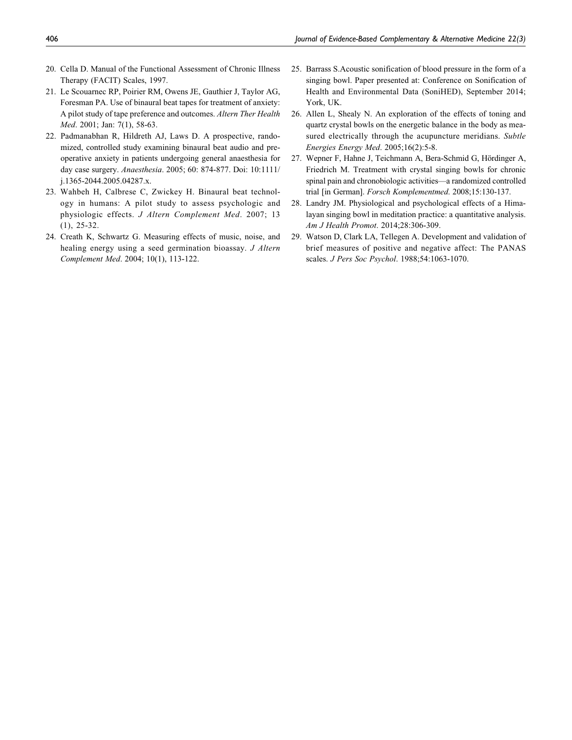20. Cella D. Manual of the Functional Assessment of Chronic Illness Therapy (FACIT) Scales, 1997.
21. Le Scouarnec RP, Poirier RM, Owens JE, Gauthier J, Taylor AG, Foresman PA. Use of binaural beat tapes for treatment of anxiety: A pilot study of tape preference and outcomes. *Altern Ther Health Med*. 2001; Jan: 7(1), 58-63.
22. Padmanabhan R, Hildreth AJ, Laws D. A prospective, randomized, controlled study examining binaural beat audio and preoperative anxiety in patients undergoing general anaesthesia for day case surgery. *Anaesthesia*. 2005; 60: 874-877. Doi: 10:1111/j.1365-2044.2005.04287.x.
23. Wahbeh H, Calbrese C, Zwickey H. Binaural beat technology in humans: A pilot study to assess psychologic and physiologic effects. *J Altern Complement Med*. 2007; 13 (1), 25-32.
24. Creath K, Schwartz G. Measuring effects of music, noise, and healing energy using a seed germination bioassay. *J Altern Complement Med*. 2004; 10(1), 113-122.
25. Barrass S.Acoustic sonification of blood pressure in the form of a singing bowl. Paper presented at: Conference on Sonification of Health and Environmental Data (SoniHED), September 2014; York, UK.
26. Allen L, Shealy N. An exploration of the effects of toning and quartz crystal bowls on the energetic balance in the body as measured electrically through the acupuncture meridians. *Subtle Energies Energy Med*. 2005;16(2):5-8.
27. Wepner F, Hahne J, Teichmann A, Bera-Schmid G, Hördinger A, Friedrich M. Treatment with crystal singing bowls for chronic spinal pain and chronobiologic activities—a randomized controlled trial [in German]. *Forsch Komplementmed*. 2008;15:130-137.
28. Landry JM. Physiological and psychological effects of a Himalayan singing bowl in meditation practice: a quantitative analysis. *Am J Health Promot*. 2014;28:306-309.
29. Watson D, Clark LA, Tellegen A. Development and validation of brief measures of positive and negative affect: The PANAS scales. *J Pers Soc Psychol*. 1988;54:1063-1070.